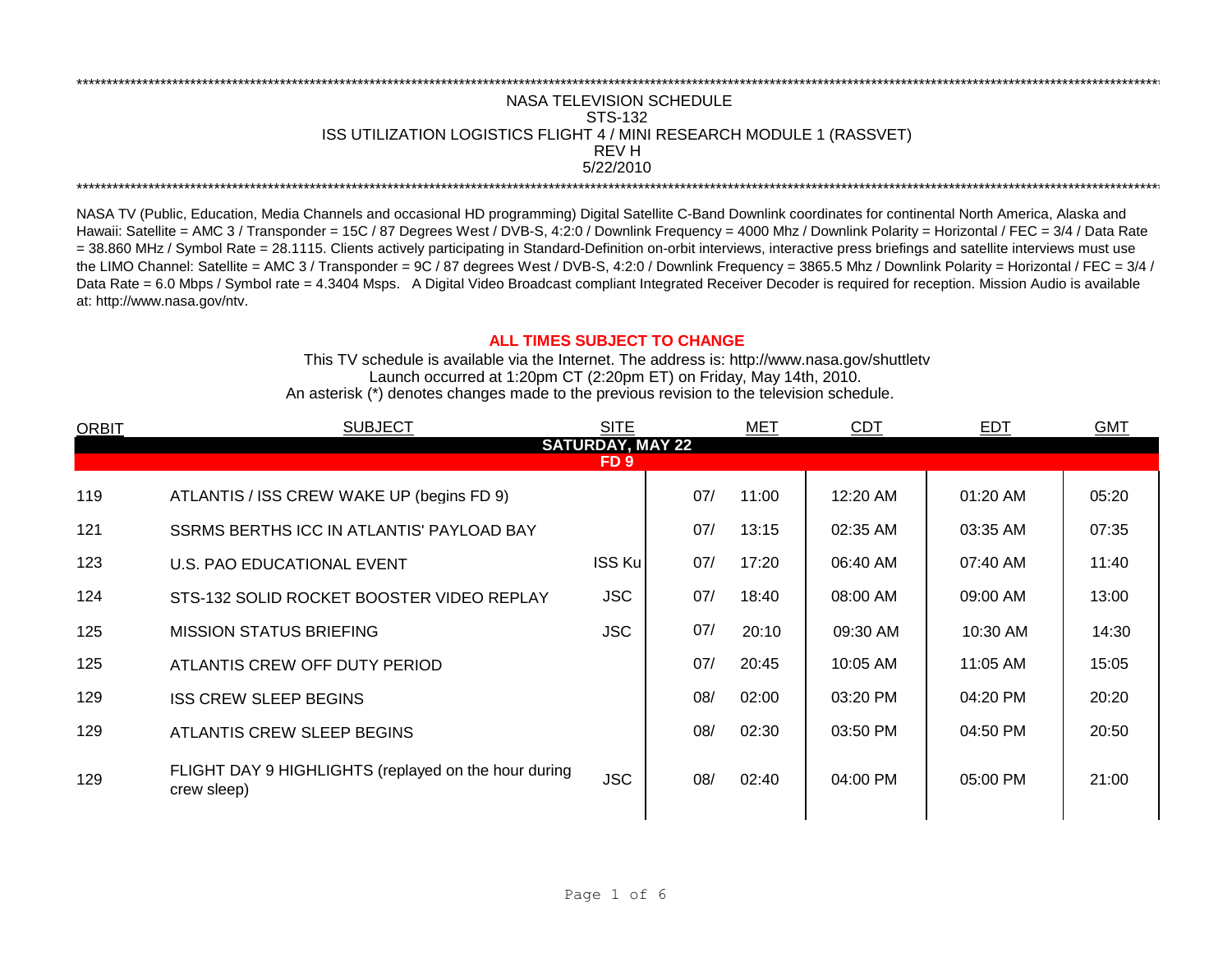\*\*\*\*\*\*\*\*\*\*\*\*\*\*\*\*\*\*\*\*\*\*\*\*\*\*\*\*\*\*\*\*\*\*\*\*\*\*\*\*\*\*\*\*\*\*\*\*\*\*\*\*\*\*\*\*\*\*\*\*\*\*\*\*\*\*\*\*\*\*\*\*\*\*\*\*\*\*

# NASA TELEVISION SCHEDULE

## STS-132

## ISS UTILIZATION LOGISTICS FLIGHT 4 / MINI RESEARCH MODULE 1 (RASSVET)

REV H

5/22/2010

\*\*\*\*\*\*\*\*\*\*\*\*\*\*\*\*\*\*\*\*\*\*\*\*\*\*\*\*\*\*\*\*\*\*\*\*\*\*\*\*\*\*\*\*\*\*\*\*\*\*\*\*\*\*\*\*\*\*\*\*\*\*\*\*\*\*\*\*\*\*\*\*\*\*\*\*\*\*

NASA TV (Public, Education, Media Channels and occasional HD programming) Digital Satellite C-Band Downlink coordinates for continental North America, Alaska and Hawaii: Satellite = AMC 3 / Transponder = 15C / 87 Degrees West / DVB-S, 4:2:0 / Downlink Frequency = 4000 Mhz / Downlink Polarity = Horizontal / FEC = 3/4 / Data Rate = 38.860 MHz / Symbol Rate = 28.1115. Clients actively participating in Standard-Definition on-orbit interviews, interactive press briefings and satellite interviews must use the LIMO Channel: Satellite = AMC 3 / Transponder = 9C / 87 degrees West / DVB-S, 4:2:0 / Downlink Frequency = 3865.5 Mhz / Downlink Polarity = Horizontal / FEC = 3/4 / Data Rate = 6.0 Mbps / Symbol rate = 4.3404 Msps. A Digital Video Broadcast compliant Integrated Receiver Decoder is required for reception. Mission Audio is available at: http://www.nasa.gov/ntv.

**ALL TIMES SUBJECT TO CHANGE**

This TV schedule is available via the Internet. The address is: http://www.nasa.gov/shuttletv

Launch occurred at 1:20pm CT (2:20pm ET) on Friday, May 14th, 2010.

An asterisk (*) denotes changes made to the previous revision to the television schedule.

| ORBIT | SUBJECT | SITE | MET | | CDT | EDT | GMT |
|---|---|---|---|---|---|---|---|
| | **SATURDAY, MAY 22** | | | | | | |
| | **FD 9** | | | | | | |
| 119 | ATLANTIS / ISS CREW WAKE UP (begins FD 9) | | 07/ | 11:00 | 12:20 AM | 01:20 AM | 05:20 |
| 121 | SSRMS BERTHS ICC IN ATLANTIS' PAYLOAD BAY | | 07/ | 13:15 | 02:35 AM | 03:35 AM | 07:35 |
| 123 | U.S. PAO EDUCATIONAL EVENT | ISS Ku | 07/ | 17:20 | 06:40 AM | 07:40 AM | 11:40 |
| 124 | STS-132 SOLID ROCKET BOOSTER VIDEO REPLAY | JSC | 07/ | 18:40 | 08:00 AM | 09:00 AM | 13:00 |
| 125 | MISSION STATUS BRIEFING | JSC | 07/ | 20:10 | 09:30 AM | 10:30 AM | 14:30 |
| 125 | ATLANTIS CREW OFF DUTY PERIOD | | 07/ | 20:45 | 10:05 AM | 11:05 AM | 15:05 |
| 129 | ISS CREW SLEEP BEGINS | | 08/ | 02:00 | 03:20 PM | 04:20 PM | 20:20 |
| 129 | ATLANTIS CREW SLEEP BEGINS | | 08/ | 02:30 | 03:50 PM | 04:50 PM | 20:50 |
| 129 | FLIGHT DAY 9 HIGHLIGHTS (replayed on the hour during crew sleep) | JSC | 08/ | 02:40 | 04:00 PM | 05:00 PM | 21:00 |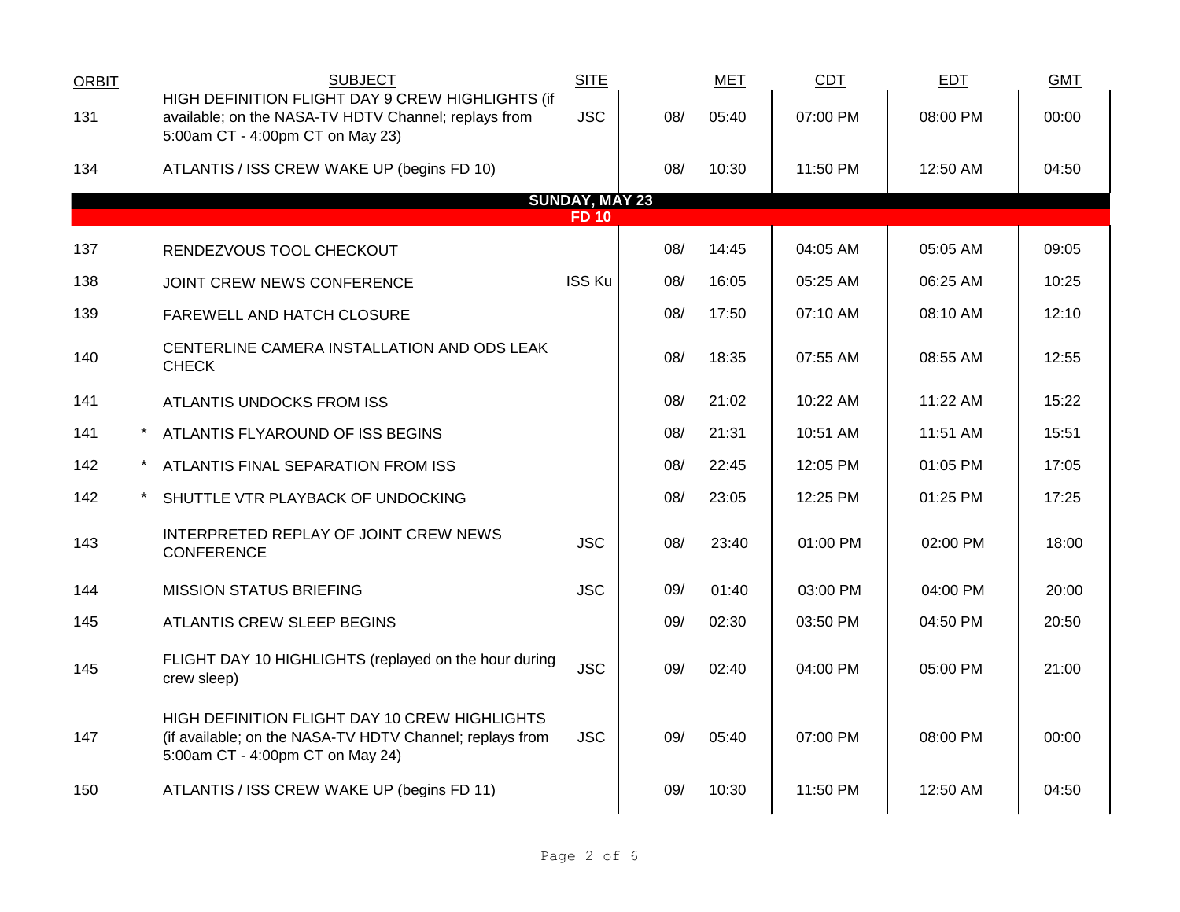| ORBIT | | SUBJECT | SITE | MET | | CDT | EDT | GMT |
|---|---|---|---|---|---|---|---|---|
| 131 | | HIGH DEFINITION FLIGHT DAY 9 CREW HIGHLIGHTS (if available; on the NASA-TV HDTV Channel; replays from 5:00am CT - 4:00pm CT on May 23) | JSC | 08/ | 05:40 | 07:00 PM | 08:00 PM | 00:00 |
| 134 | | ATLANTIS / ISS CREW WAKE UP (begins FD 10) | | 08/ | 10:30 | 11:50 PM | 12:50 AM | 04:50 |
| | | **SUNDAY, MAY 23** **FD 10** | | | | | | |
| 137 | | RENDEZVOUS TOOL CHECKOUT | | 08/ | 14:45 | 04:05 AM | 05:05 AM | 09:05 |
| 138 | | JOINT CREW NEWS CONFERENCE | ISS Ku | 08/ | 16:05 | 05:25 AM | 06:25 AM | 10:25 |
| 139 | | FAREWELL AND HATCH CLOSURE | | 08/ | 17:50 | 07:10 AM | 08:10 AM | 12:10 |
| 140 | | CENTERLINE CAMERA INSTALLATION AND ODS LEAK CHECK | | 08/ | 18:35 | 07:55 AM | 08:55 AM | 12:55 |
| 141 | | ATLANTIS UNDOCKS FROM ISS | | 08/ | 21:02 | 10:22 AM | 11:22 AM | 15:22 |
| 141 | * | ATLANTIS FLYAROUND OF ISS BEGINS | | 08/ | 21:31 | 10:51 AM | 11:51 AM | 15:51 |
| 142 | * | ATLANTIS FINAL SEPARATION FROM ISS | | 08/ | 22:45 | 12:05 PM | 01:05 PM | 17:05 |
| 142 | * | SHUTTLE VTR PLAYBACK OF UNDOCKING | | 08/ | 23:05 | 12:25 PM | 01:25 PM | 17:25 |
| 143 | | INTERPRETED REPLAY OF JOINT CREW NEWS CONFERENCE | JSC | 08/ | 23:40 | 01:00 PM | 02:00 PM | 18:00 |
| 144 | | MISSION STATUS BRIEFING | JSC | 09/ | 01:40 | 03:00 PM | 04:00 PM | 20:00 |
| 145 | | ATLANTIS CREW SLEEP BEGINS | | 09/ | 02:30 | 03:50 PM | 04:50 PM | 20:50 |
| 145 | | FLIGHT DAY 10 HIGHLIGHTS (replayed on the hour during crew sleep) | JSC | 09/ | 02:40 | 04:00 PM | 05:00 PM | 21:00 |
| 147 | | HIGH DEFINITION FLIGHT DAY 10 CREW HIGHLIGHTS (if available; on the NASA-TV HDTV Channel; replays from 5:00am CT - 4:00pm CT on May 24) | JSC | 09/ | 05:40 | 07:00 PM | 08:00 PM | 00:00 |
| 150 | | ATLANTIS / ISS CREW WAKE UP (begins FD 11) | | 09/ | 10:30 | 11:50 PM | 12:50 AM | 04:50 |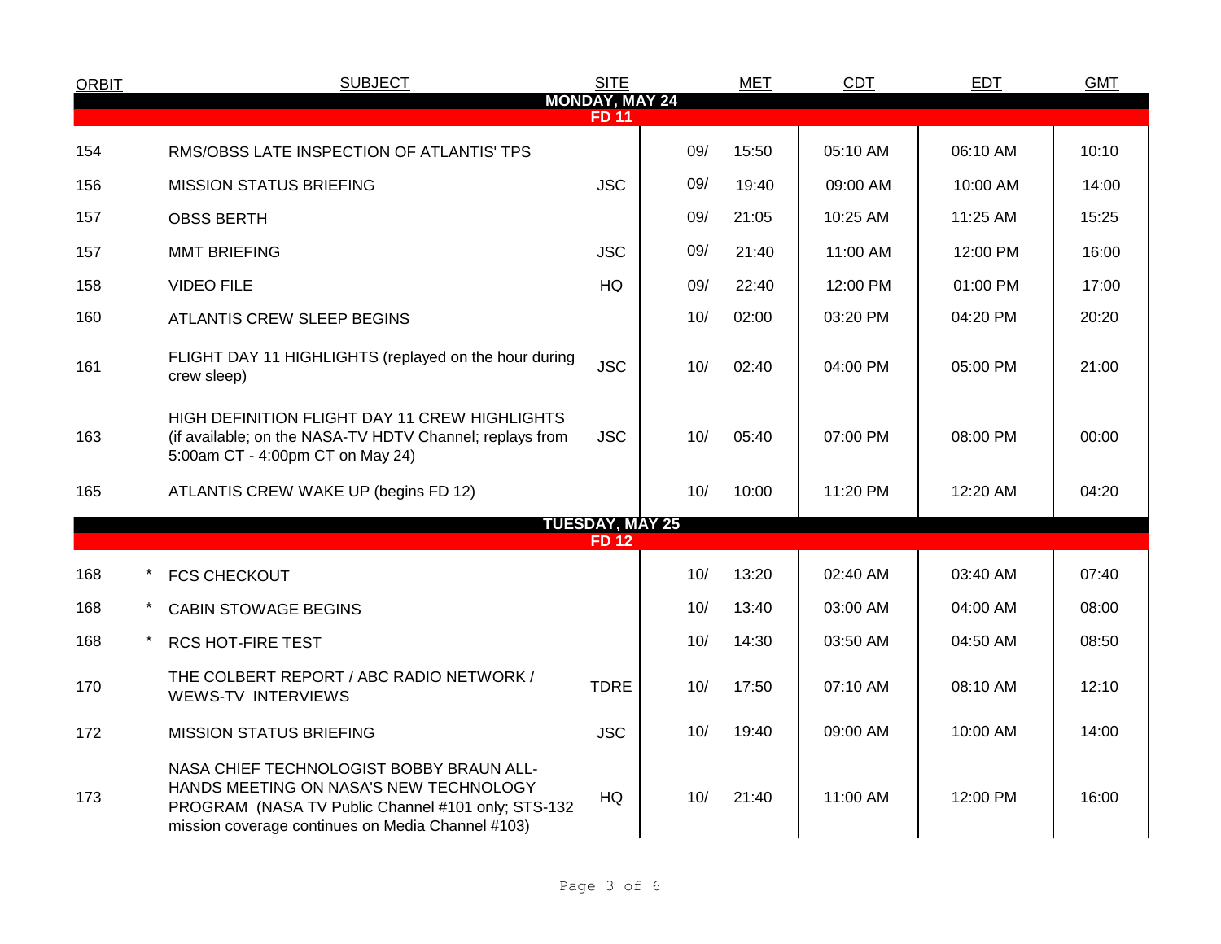| ORBIT | | SUBJECT | SITE | MET | | CDT | EDT | GMT |
|---|---|---|---|---|---|---|---|---|
| **MONDAY, MAY 24** | | | | | | | | |
| **FD 11** | | | | | | | | |
| 154 | | RMS/OBSS LATE INSPECTION OF ATLANTIS' TPS | | 09/ | 15:50 | 05:10 AM | 06:10 AM | 10:10 |
| 156 | | MISSION STATUS BRIEFING | JSC | 09/ | 19:40 | 09:00 AM | 10:00 AM | 14:00 |
| 157 | | OBSS BERTH | | 09/ | 21:05 | 10:25 AM | 11:25 AM | 15:25 |
| 157 | | MMT BRIEFING | JSC | 09/ | 21:40 | 11:00 AM | 12:00 PM | 16:00 |
| 158 | | VIDEO FILE | HQ | 09/ | 22:40 | 12:00 PM | 01:00 PM | 17:00 |
| 160 | | ATLANTIS CREW SLEEP BEGINS | | 10/ | 02:00 | 03:20 PM | 04:20 PM | 20:20 |
| 161 | | FLIGHT DAY 11 HIGHLIGHTS (replayed on the hour during crew sleep) | JSC | 10/ | 02:40 | 04:00 PM | 05:00 PM | 21:00 |
| 163 | | HIGH DEFINITION FLIGHT DAY 11 CREW HIGHLIGHTS (if available; on the NASA-TV HDTV Channel; replays from 5:00am CT - 4:00pm CT on May 24) | JSC | 10/ | 05:40 | 07:00 PM | 08:00 PM | 00:00 |
| 165 | | ATLANTIS CREW WAKE UP (begins FD 12) | | 10/ | 10:00 | 11:20 PM | 12:20 AM | 04:20 |
| **TUESDAY, MAY 25** | | | | | | | | |
| **FD 12** | | | | | | | | |
| 168 | * | FCS CHECKOUT | | 10/ | 13:20 | 02:40 AM | 03:40 AM | 07:40 |
| 168 | * | CABIN STOWAGE BEGINS | | 10/ | 13:40 | 03:00 AM | 04:00 AM | 08:00 |
| 168 | * | RCS HOT-FIRE TEST | | 10/ | 14:30 | 03:50 AM | 04:50 AM | 08:50 |
| 170 | | THE COLBERT REPORT / ABC RADIO NETWORK / WEWS-TV INTERVIEWS | TDRE | 10/ | 17:50 | 07:10 AM | 08:10 AM | 12:10 |
| 172 | | MISSION STATUS BRIEFING | JSC | 10/ | 19:40 | 09:00 AM | 10:00 AM | 14:00 |
| 173 | | NASA CHIEF TECHNOLOGIST BOBBY BRAUN ALL-HANDS MEETING ON NASA'S NEW TECHNOLOGY PROGRAM (NASA TV Public Channel #101 only; STS-132 mission coverage continues on Media Channel #103) | HQ | 10/ | 21:40 | 11:00 AM | 12:00 PM | 16:00 |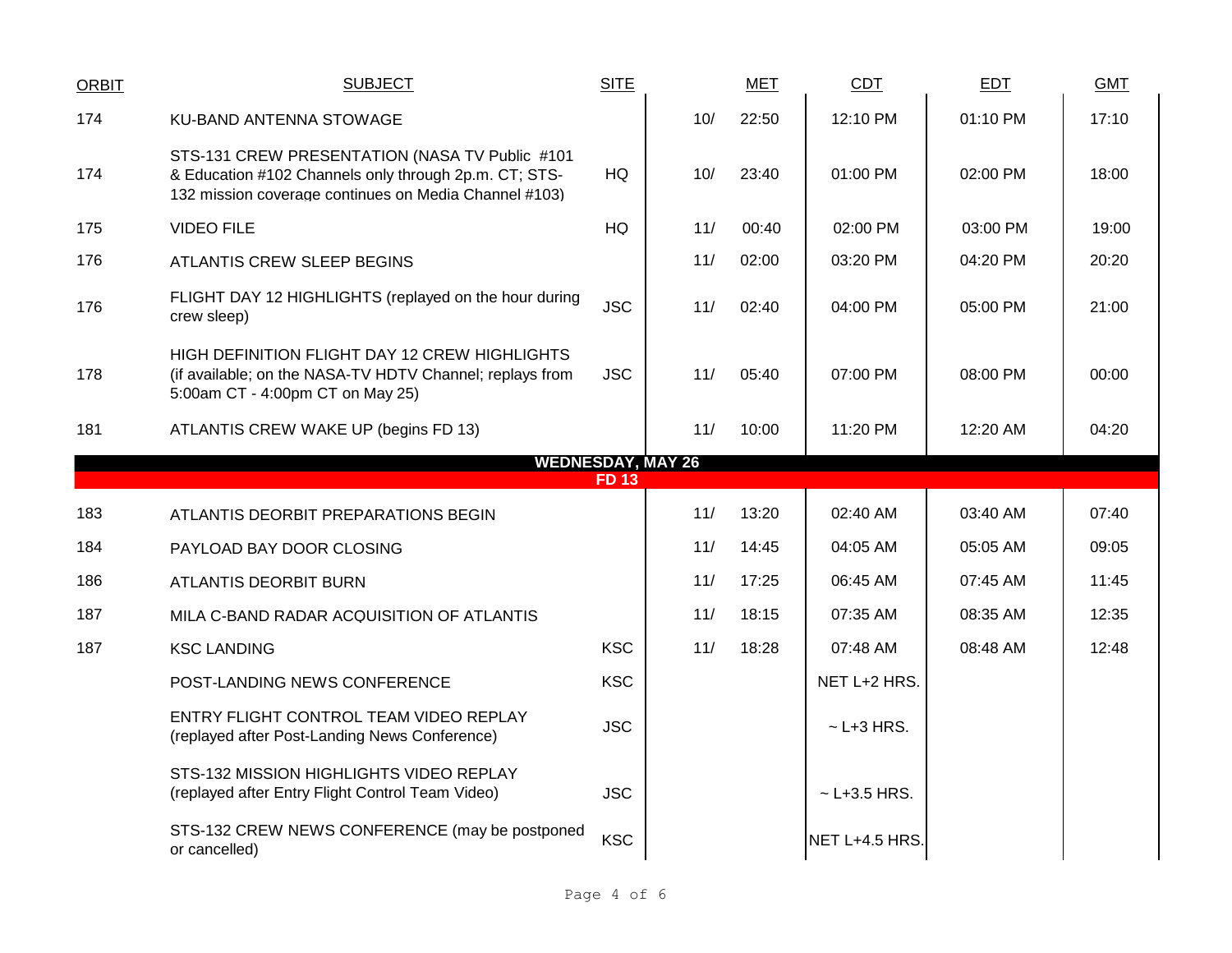| ORBIT | SUBJECT | SITE | MET | | CDT | EDT | GMT |
|---|---|---|---|---|---|---|---|
| 174 | KU-BAND ANTENNA STOWAGE | | 10/ | 22:50 | 12:10 PM | 01:10 PM | 17:10 |
| 174 | STS-131 CREW PRESENTATION (NASA TV Public #101 & Education #102 Channels only through 2p.m. CT; STS-132 mission coverage continues on Media Channel #103) | HQ | 10/ | 23:40 | 01:00 PM | 02:00 PM | 18:00 |
| 175 | VIDEO FILE | HQ | 11/ | 00:40 | 02:00 PM | 03:00 PM | 19:00 |
| 176 | ATLANTIS CREW SLEEP BEGINS | | 11/ | 02:00 | 03:20 PM | 04:20 PM | 20:20 |
| 176 | FLIGHT DAY 12 HIGHLIGHTS (replayed on the hour during crew sleep) | JSC | 11/ | 02:40 | 04:00 PM | 05:00 PM | 21:00 |
| 178 | HIGH DEFINITION FLIGHT DAY 12 CREW HIGHLIGHTS (if available; on the NASA-TV HDTV Channel; replays from 5:00am CT - 4:00pm CT on May 25) | JSC | 11/ | 05:40 | 07:00 PM | 08:00 PM | 00:00 |
| 181 | ATLANTIS CREW WAKE UP (begins FD 13) | | 11/ | 10:00 | 11:20 PM | 12:20 AM | 04:20 |
| | **WEDNESDAY, MAY 26** | | | | | | |
| | **FD 13** | | | | | | |
| 183 | ATLANTIS DEORBIT PREPARATIONS BEGIN | | 11/ | 13:20 | 02:40 AM | 03:40 AM | 07:40 |
| 184 | PAYLOAD BAY DOOR CLOSING | | 11/ | 14:45 | 04:05 AM | 05:05 AM | 09:05 |
| 186 | ATLANTIS DEORBIT BURN | | 11/ | 17:25 | 06:45 AM | 07:45 AM | 11:45 |
| 187 | MILA C-BAND RADAR ACQUISITION OF ATLANTIS | | 11/ | 18:15 | 07:35 AM | 08:35 AM | 12:35 |
| 187 | KSC LANDING | KSC | 11/ | 18:28 | 07:48 AM | 08:48 AM | 12:48 |
| | POST-LANDING NEWS CONFERENCE | KSC | | | NET L+2 HRS. | | |
| | ENTRY FLIGHT CONTROL TEAM VIDEO REPLAY (replayed after Post-Landing News Conference) | JSC | | | ~ L+3 HRS. | | |
| | STS-132 MISSION HIGHLIGHTS VIDEO REPLAY (replayed after Entry Flight Control Team Video) | JSC | | | ~ L+3.5 HRS. | | |
| | STS-132 CREW NEWS CONFERENCE (may be postponed or cancelled) | KSC | | | NET L+4.5 HRS. | | |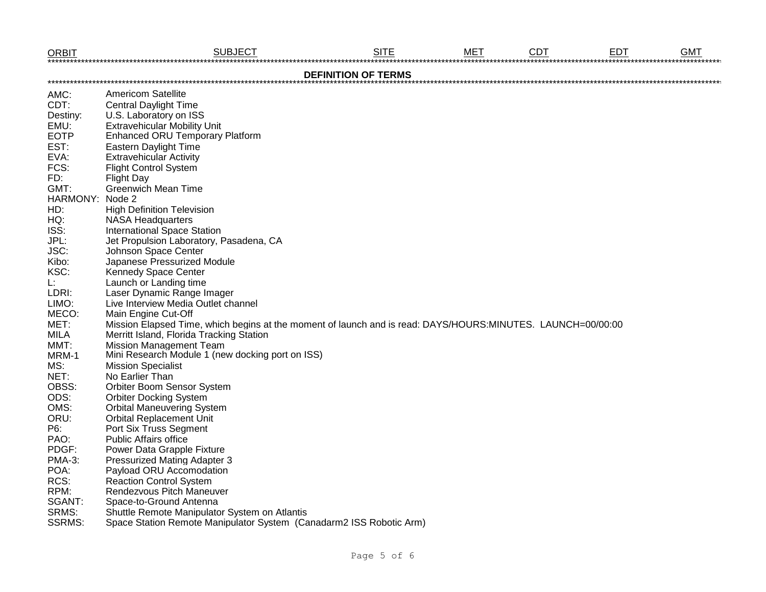| ORBIT | SUBJECT | SITE | MET | CDT | EDT | GMT |
|---|---|---|---|---|---|---|

**DEFINITION OF TERMS**

| | |
|---|---|
| AMC: | Americom Satellite |
| CDT: | Central Daylight Time |
| Destiny: | U.S. Laboratory on ISS |
| EMU: | Extravehicular Mobility Unit |
| EOTP | Enhanced ORU Temporary Platform |
| EST: | Eastern Daylight Time |
| EVA: | Extravehicular Activity |
| FCS: | Flight Control System |
| FD: | Flight Day |
| GMT: | Greenwich Mean Time |
| HARMONY: | Node 2 |
| HD: | High Definition Television |
| HQ: | NASA Headquarters |
| ISS: | International Space Station |
| JPL: | Jet Propulsion Laboratory, Pasadena, CA |
| JSC: | Johnson Space Center |
| Kibo: | Japanese Pressurized Module |
| KSC: | Kennedy Space Center |
| L: | Launch or Landing time |
| LDRI: | Laser Dynamic Range Imager |
| LIMO: | Live Interview Media Outlet channel |
| MECO: | Main Engine Cut-Off |
| MET: | Mission Elapsed Time, which begins at the moment of launch and is read: DAYS/HOURS:MINUTES. LAUNCH=00/00:00 |
| MILA | Merritt Island, Florida Tracking Station |
| MMT: | Mission Management Team |
| MRM-1 | Mini Research Module 1 (new docking port on ISS) |
| MS: | Mission Specialist |
| NET: | No Earlier Than |
| OBSS: | Orbiter Boom Sensor System |
| ODS: | Orbiter Docking System |
| OMS: | Orbital Maneuvering System |
| ORU: | Orbital Replacement Unit |
| P6: | Port Six Truss Segment |
| PAO: | Public Affairs office |
| PDGF: | Power Data Grapple Fixture |
| PMA-3: | Pressurized Mating Adapter 3 |
| POA: | Payload ORU Accomodation |
| RCS: | Reaction Control System |
| RPM: | Rendezvous Pitch Maneuver |
| SGANT: | Space-to-Ground Antenna |
| SRMS: | Shuttle Remote Manipulator System on Atlantis |
| SSRMS: | Space Station Remote Manipulator System (Canadarm2 ISS Robotic Arm) |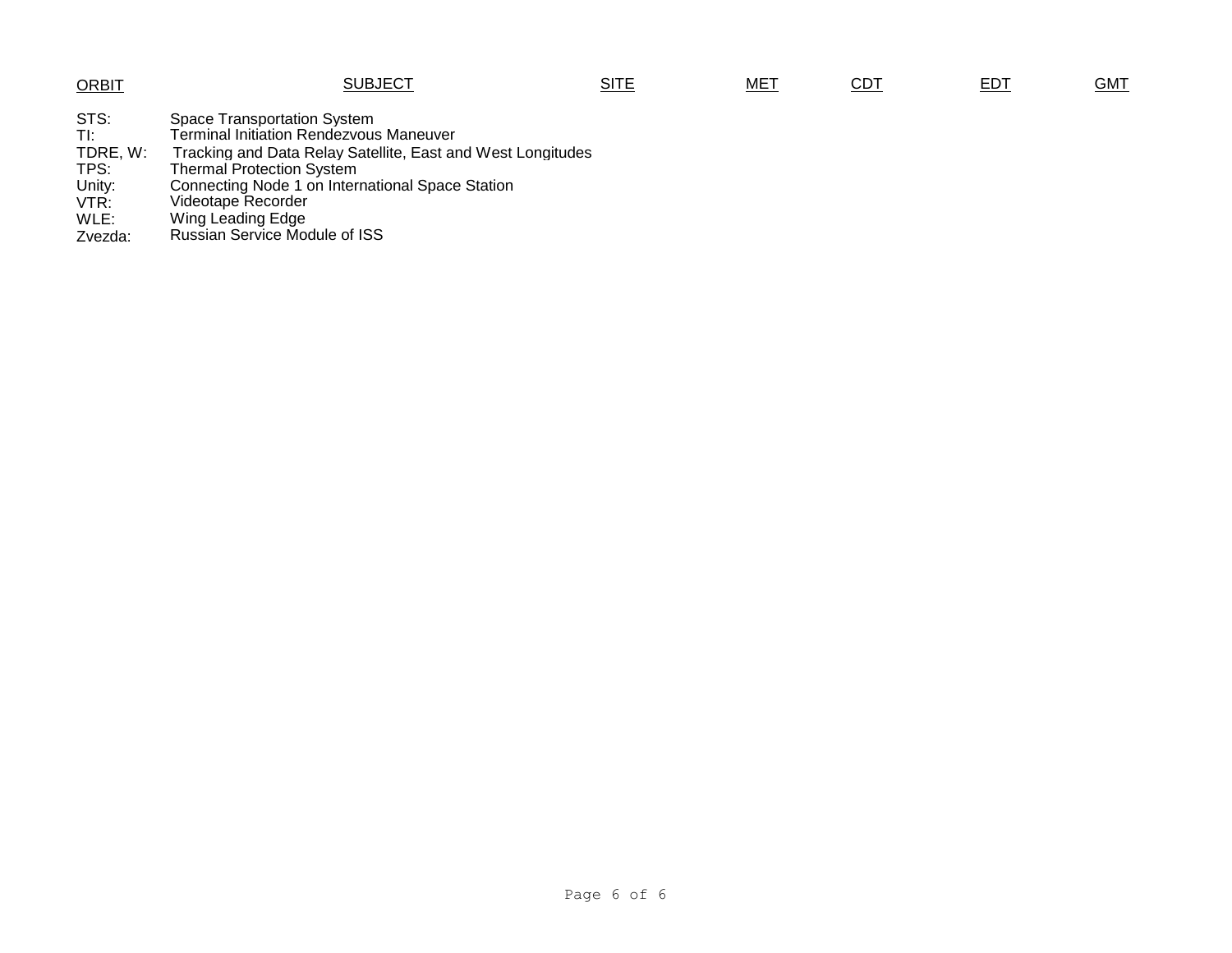| ORBIT | SUBJECT | SITE | MET | CDT | EDT | GMT |
|---|---|---|---|---|---|---|

STS: Space Transportation System
TI: Terminal Initiation Rendezvous Maneuver
TDRE, W: Tracking and Data Relay Satellite, East and West Longitudes
TPS: Thermal Protection System
Unity: Connecting Node 1 on International Space Station
VTR: Videotape Recorder
WLE: Wing Leading Edge
Zvezda: Russian Service Module of ISS